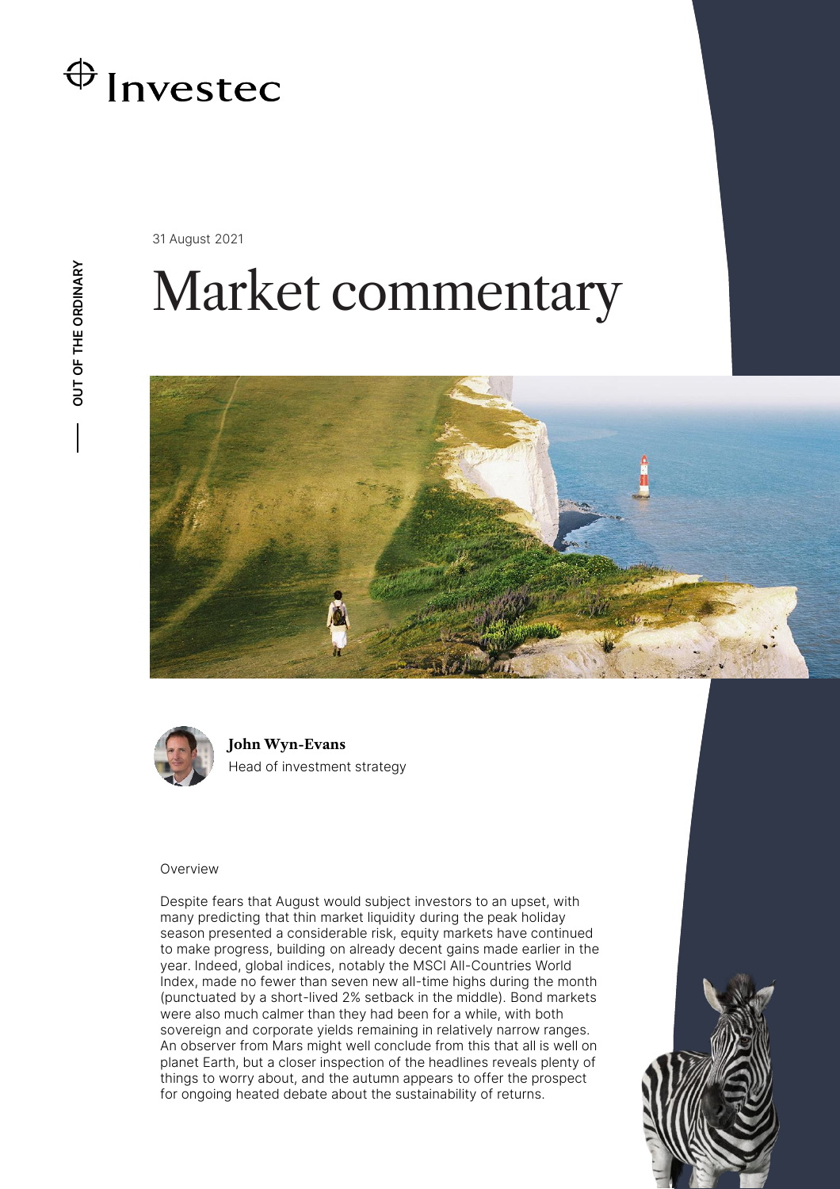Investec

OUT OF THE ORDINARY

31 August 2021

# Market commentary

**John Wyn-Evans**
Head of investment strategy

## Overview

Despite fears that August would subject investors to an upset, with many predicting that thin market liquidity during the peak holiday season presented a considerable risk, equity markets have continued to make progress, building on already decent gains made earlier in the year. Indeed, global indices, notably the MSCI All-Countries World Index, made no fewer than seven new all-time highs during the month (punctuated by a short-lived 2% setback in the middle). Bond markets were also much calmer than they had been for a while, with both sovereign and corporate yields remaining in relatively narrow ranges. An observer from Mars might well conclude from this that all is well on planet Earth, but a closer inspection of the headlines reveals plenty of things to worry about, and the autumn appears to offer the prospect for ongoing heated debate about the sustainability of returns.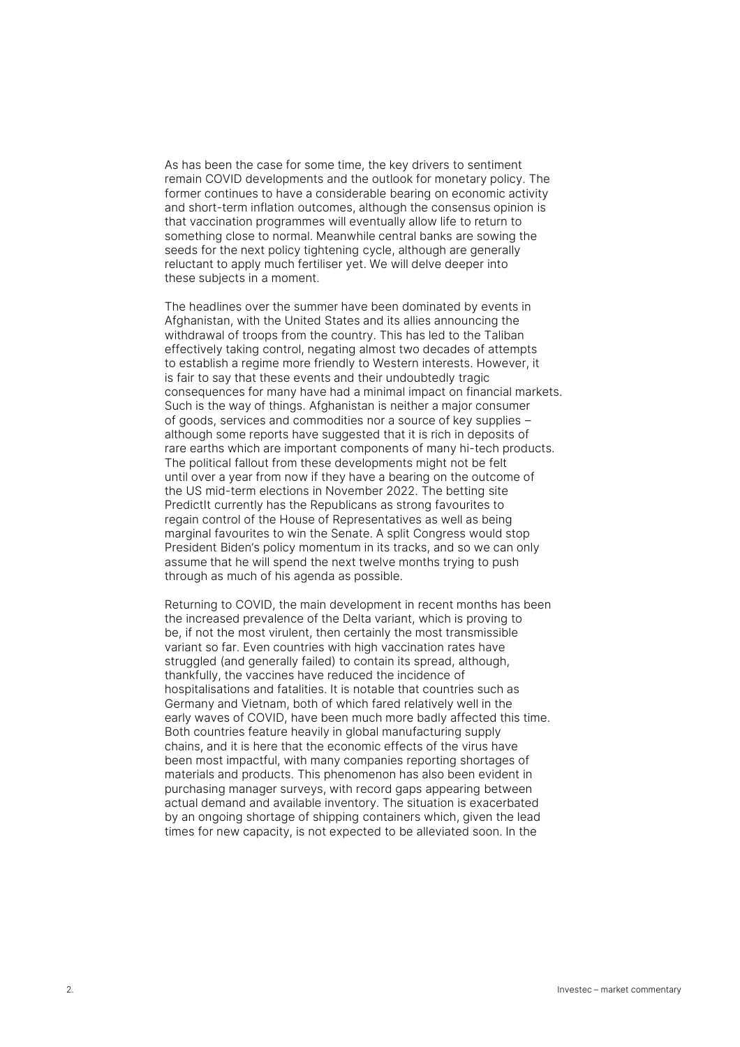As has been the case for some time, the key drivers to sentiment remain COVID developments and the outlook for monetary policy. The former continues to have a considerable bearing on economic activity and short-term inflation outcomes, although the consensus opinion is that vaccination programmes will eventually allow life to return to something close to normal. Meanwhile central banks are sowing the seeds for the next policy tightening cycle, although are generally reluctant to apply much fertiliser yet. We will delve deeper into these subjects in a moment.

The headlines over the summer have been dominated by events in Afghanistan, with the United States and its allies announcing the withdrawal of troops from the country. This has led to the Taliban effectively taking control, negating almost two decades of attempts to establish a regime more friendly to Western interests. However, it is fair to say that these events and their undoubtedly tragic consequences for many have had a minimal impact on financial markets. Such is the way of things. Afghanistan is neither a major consumer of goods, services and commodities nor a source of key supplies – although some reports have suggested that it is rich in deposits of rare earths which are important components of many hi-tech products. The political fallout from these developments might not be felt until over a year from now if they have a bearing on the outcome of the US mid-term elections in November 2022. The betting site PredictIt currently has the Republicans as strong favourites to regain control of the House of Representatives as well as being marginal favourites to win the Senate. A split Congress would stop President Biden's policy momentum in its tracks, and so we can only assume that he will spend the next twelve months trying to push through as much of his agenda as possible.

Returning to COVID, the main development in recent months has been the increased prevalence of the Delta variant, which is proving to be, if not the most virulent, then certainly the most transmissible variant so far. Even countries with high vaccination rates have struggled (and generally failed) to contain its spread, although, thankfully, the vaccines have reduced the incidence of hospitalisations and fatalities. It is notable that countries such as Germany and Vietnam, both of which fared relatively well in the early waves of COVID, have been much more badly affected this time. Both countries feature heavily in global manufacturing supply chains, and it is here that the economic effects of the virus have been most impactful, with many companies reporting shortages of materials and products. This phenomenon has also been evident in purchasing manager surveys, with record gaps appearing between actual demand and available inventory. The situation is exacerbated by an ongoing shortage of shipping containers which, given the lead times for new capacity, is not expected to be alleviated soon. In the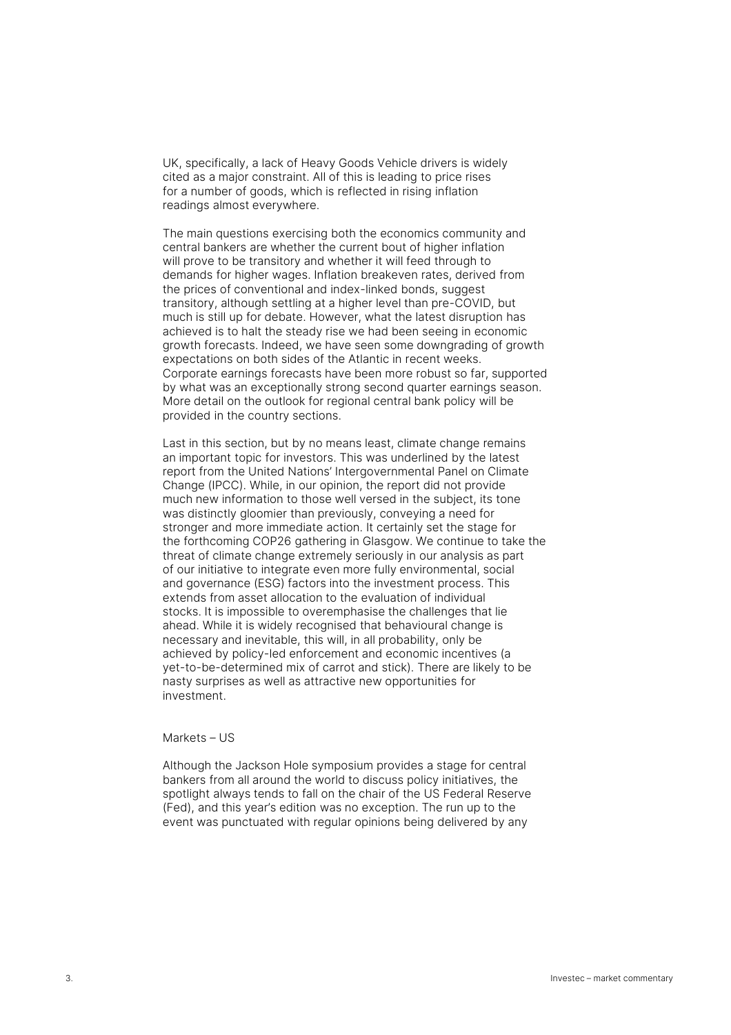UK, specifically, a lack of Heavy Goods Vehicle drivers is widely cited as a major constraint. All of this is leading to price rises for a number of goods, which is reflected in rising inflation readings almost everywhere.

The main questions exercising both the economics community and central bankers are whether the current bout of higher inflation will prove to be transitory and whether it will feed through to demands for higher wages. Inflation breakeven rates, derived from the prices of conventional and index-linked bonds, suggest transitory, although settling at a higher level than pre-COVID, but much is still up for debate. However, what the latest disruption has achieved is to halt the steady rise we had been seeing in economic growth forecasts. Indeed, we have seen some downgrading of growth expectations on both sides of the Atlantic in recent weeks. Corporate earnings forecasts have been more robust so far, supported by what was an exceptionally strong second quarter earnings season. More detail on the outlook for regional central bank policy will be provided in the country sections.

Last in this section, but by no means least, climate change remains an important topic for investors. This was underlined by the latest report from the United Nations' Intergovernmental Panel on Climate Change (IPCC). While, in our opinion, the report did not provide much new information to those well versed in the subject, its tone was distinctly gloomier than previously, conveying a need for stronger and more immediate action. It certainly set the stage for the forthcoming COP26 gathering in Glasgow. We continue to take the threat of climate change extremely seriously in our analysis as part of our initiative to integrate even more fully environmental, social and governance (ESG) factors into the investment process. This extends from asset allocation to the evaluation of individual stocks. It is impossible to overemphasise the challenges that lie ahead. While it is widely recognised that behavioural change is necessary and inevitable, this will, in all probability, only be achieved by policy-led enforcement and economic incentives (a yet-to-be-determined mix of carrot and stick). There are likely to be nasty surprises as well as attractive new opportunities for investment.

## Markets – US

Although the Jackson Hole symposium provides a stage for central bankers from all around the world to discuss policy initiatives, the spotlight always tends to fall on the chair of the US Federal Reserve (Fed), and this year's edition was no exception. The run up to the event was punctuated with regular opinions being delivered by any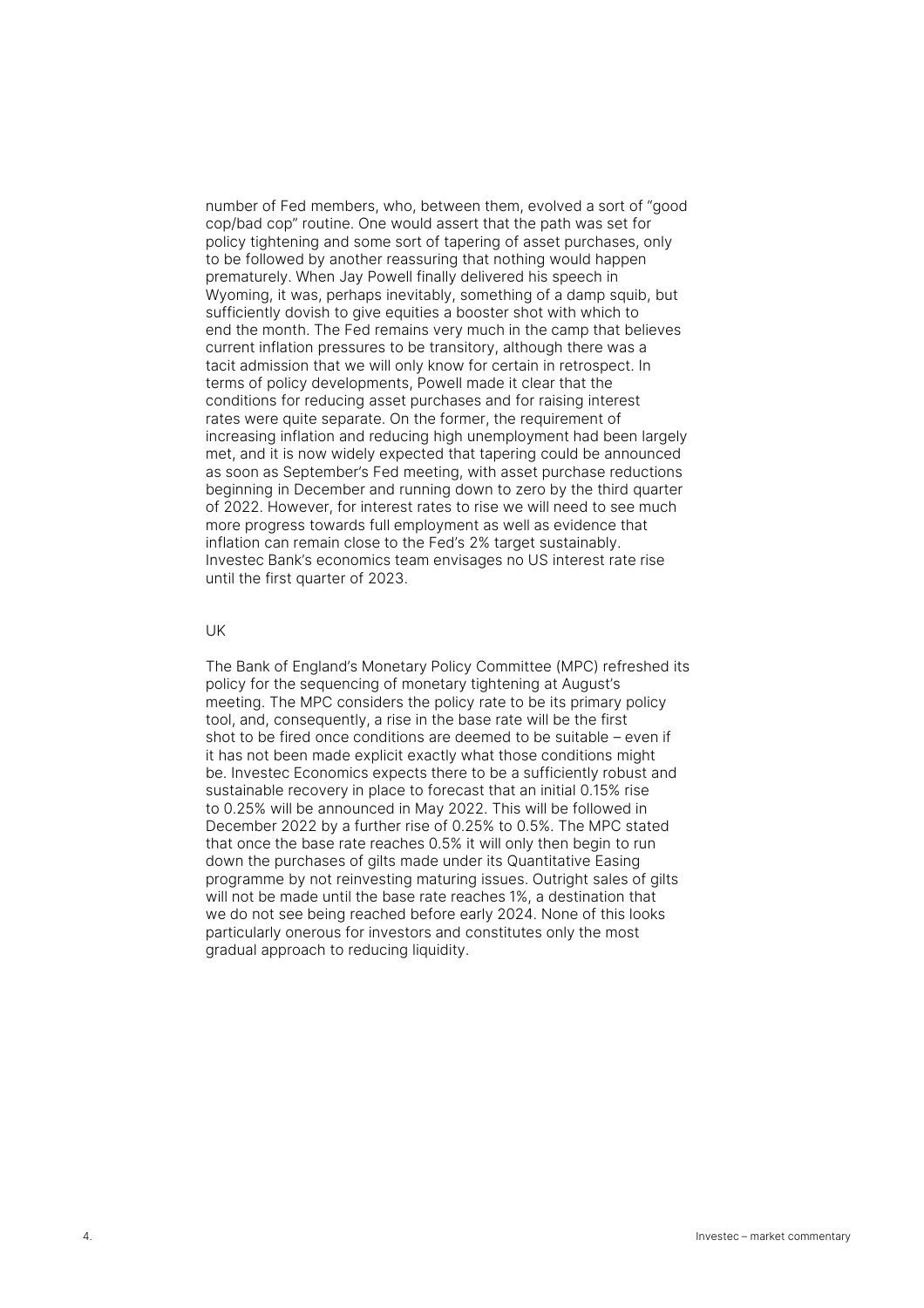number of Fed members, who, between them, evolved a sort of "good cop/bad cop" routine. One would assert that the path was set for policy tightening and some sort of tapering of asset purchases, only to be followed by another reassuring that nothing would happen prematurely. When Jay Powell finally delivered his speech in Wyoming, it was, perhaps inevitably, something of a damp squib, but sufficiently dovish to give equities a booster shot with which to end the month. The Fed remains very much in the camp that believes current inflation pressures to be transitory, although there was a tacit admission that we will only know for certain in retrospect. In terms of policy developments, Powell made it clear that the conditions for reducing asset purchases and for raising interest rates were quite separate. On the former, the requirement of increasing inflation and reducing high unemployment had been largely met, and it is now widely expected that tapering could be announced as soon as September's Fed meeting, with asset purchase reductions beginning in December and running down to zero by the third quarter of 2022. However, for interest rates to rise we will need to see much more progress towards full employment as well as evidence that inflation can remain close to the Fed's 2% target sustainably. Investec Bank's economics team envisages no US interest rate rise until the first quarter of 2023.

## UK

The Bank of England's Monetary Policy Committee (MPC) refreshed its policy for the sequencing of monetary tightening at August's meeting. The MPC considers the policy rate to be its primary policy tool, and, consequently, a rise in the base rate will be the first shot to be fired once conditions are deemed to be suitable – even if it has not been made explicit exactly what those conditions might be. Investec Economics expects there to be a sufficiently robust and sustainable recovery in place to forecast that an initial 0.15% rise to 0.25% will be announced in May 2022. This will be followed in December 2022 by a further rise of 0.25% to 0.5%. The MPC stated that once the base rate reaches 0.5% it will only then begin to run down the purchases of gilts made under its Quantitative Easing programme by not reinvesting maturing issues. Outright sales of gilts will not be made until the base rate reaches 1%, a destination that we do not see being reached before early 2024. None of this looks particularly onerous for investors and constitutes only the most gradual approach to reducing liquidity.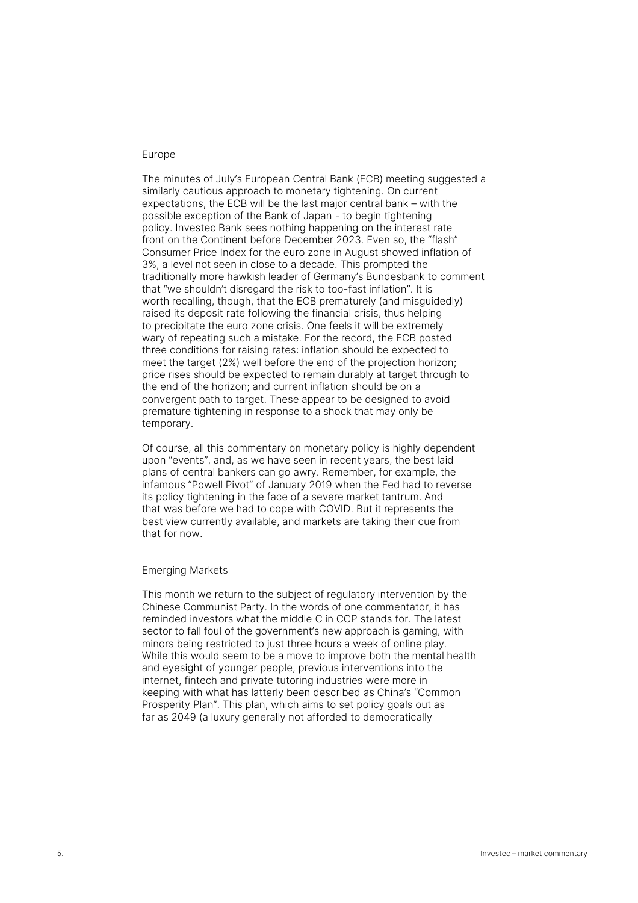## Europe

The minutes of July's European Central Bank (ECB) meeting suggested a similarly cautious approach to monetary tightening. On current expectations, the ECB will be the last major central bank – with the possible exception of the Bank of Japan - to begin tightening policy. Investec Bank sees nothing happening on the interest rate front on the Continent before December 2023. Even so, the "flash" Consumer Price Index for the euro zone in August showed inflation of 3%, a level not seen in close to a decade. This prompted the traditionally more hawkish leader of Germany's Bundesbank to comment that "we shouldn't disregard the risk to too-fast inflation". It is worth recalling, though, that the ECB prematurely (and misguidedly) raised its deposit rate following the financial crisis, thus helping to precipitate the euro zone crisis. One feels it will be extremely wary of repeating such a mistake. For the record, the ECB posted three conditions for raising rates: inflation should be expected to meet the target (2%) well before the end of the projection horizon; price rises should be expected to remain durably at target through to the end of the horizon; and current inflation should be on a convergent path to target. These appear to be designed to avoid premature tightening in response to a shock that may only be temporary.

Of course, all this commentary on monetary policy is highly dependent upon "events", and, as we have seen in recent years, the best laid plans of central bankers can go awry. Remember, for example, the infamous "Powell Pivot" of January 2019 when the Fed had to reverse its policy tightening in the face of a severe market tantrum. And that was before we had to cope with COVID. But it represents the best view currently available, and markets are taking their cue from that for now.

## Emerging Markets

This month we return to the subject of regulatory intervention by the Chinese Communist Party. In the words of one commentator, it has reminded investors what the middle C in CCP stands for. The latest sector to fall foul of the government's new approach is gaming, with minors being restricted to just three hours a week of online play. While this would seem to be a move to improve both the mental health and eyesight of younger people, previous interventions into the internet, fintech and private tutoring industries were more in keeping with what has latterly been described as China's "Common Prosperity Plan". This plan, which aims to set policy goals out as far as 2049 (a luxury generally not afforded to democratically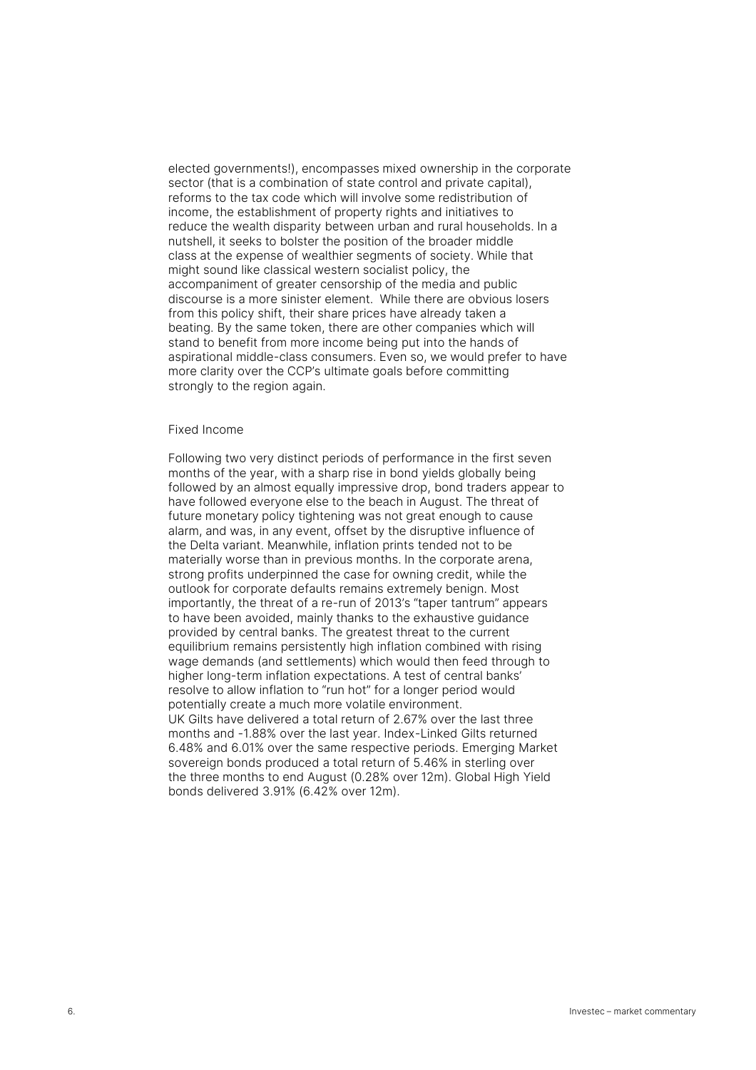elected governments!), encompasses mixed ownership in the corporate sector (that is a combination of state control and private capital), reforms to the tax code which will involve some redistribution of income, the establishment of property rights and initiatives to reduce the wealth disparity between urban and rural households. In a nutshell, it seeks to bolster the position of the broader middle class at the expense of wealthier segments of society. While that might sound like classical western socialist policy, the accompaniment of greater censorship of the media and public discourse is a more sinister element. While there are obvious losers from this policy shift, their share prices have already taken a beating. By the same token, there are other companies which will stand to benefit from more income being put into the hands of aspirational middle-class consumers. Even so, we would prefer to have more clarity over the CCP's ultimate goals before committing strongly to the region again.

## Fixed Income

Following two very distinct periods of performance in the first seven months of the year, with a sharp rise in bond yields globally being followed by an almost equally impressive drop, bond traders appear to have followed everyone else to the beach in August. The threat of future monetary policy tightening was not great enough to cause alarm, and was, in any event, offset by the disruptive influence of the Delta variant. Meanwhile, inflation prints tended not to be materially worse than in previous months. In the corporate arena, strong profits underpinned the case for owning credit, while the outlook for corporate defaults remains extremely benign. Most importantly, the threat of a re-run of 2013's "taper tantrum" appears to have been avoided, mainly thanks to the exhaustive guidance provided by central banks. The greatest threat to the current equilibrium remains persistently high inflation combined with rising wage demands (and settlements) which would then feed through to higher long-term inflation expectations. A test of central banks' resolve to allow inflation to "run hot" for a longer period would potentially create a much more volatile environment.
UK Gilts have delivered a total return of 2.67% over the last three months and -1.88% over the last year. Index-Linked Gilts returned 6.48% and 6.01% over the same respective periods. Emerging Market sovereign bonds produced a total return of 5.46% in sterling over the three months to end August (0.28% over 12m). Global High Yield bonds delivered 3.91% (6.42% over 12m).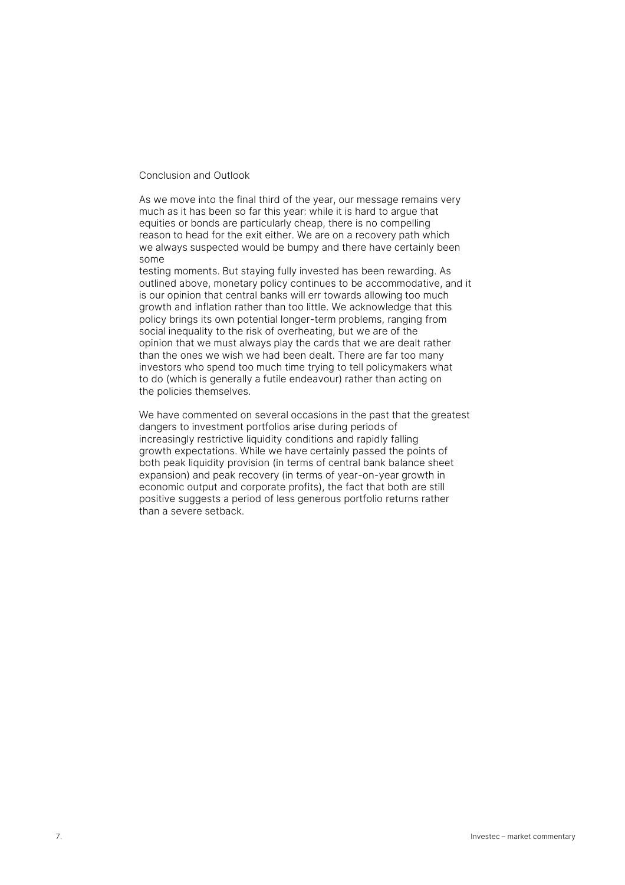## Conclusion and Outlook

As we move into the final third of the year, our message remains very much as it has been so far this year: while it is hard to argue that equities or bonds are particularly cheap, there is no compelling reason to head for the exit either. We are on a recovery path which we always suspected would be bumpy and there have certainly been some testing moments. But staying fully invested has been rewarding. As outlined above, monetary policy continues to be accommodative, and it is our opinion that central banks will err towards allowing too much growth and inflation rather than too little. We acknowledge that this policy brings its own potential longer-term problems, ranging from social inequality to the risk of overheating, but we are of the opinion that we must always play the cards that we are dealt rather than the ones we wish we had been dealt. There are far too many investors who spend too much time trying to tell policymakers what to do (which is generally a futile endeavour) rather than acting on the policies themselves.

We have commented on several occasions in the past that the greatest dangers to investment portfolios arise during periods of increasingly restrictive liquidity conditions and rapidly falling growth expectations. While we have certainly passed the points of both peak liquidity provision (in terms of central bank balance sheet expansion) and peak recovery (in terms of year-on-year growth in economic output and corporate profits), the fact that both are still positive suggests a period of less generous portfolio returns rather than a severe setback.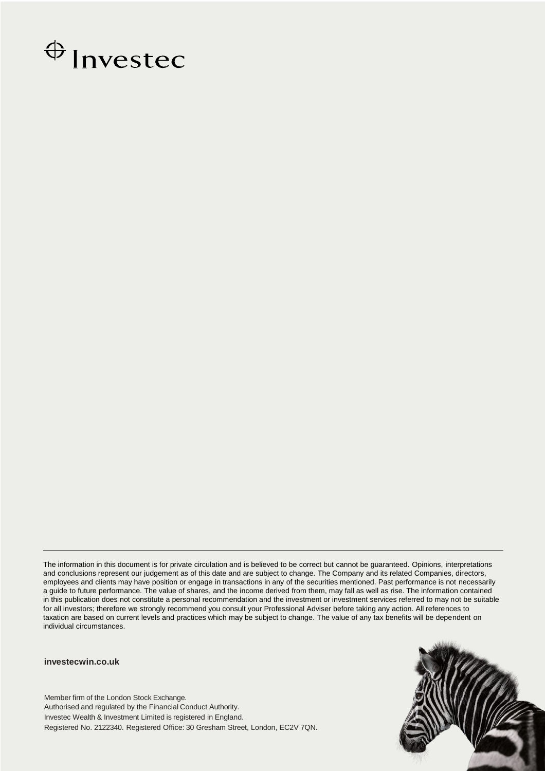Investec

The information in this document is for private circulation and is believed to be correct but cannot be guaranteed. Opinions, interpretations and conclusions represent our judgement as of this date and are subject to change. The Company and its related Companies, directors, employees and clients may have position or engage in transactions in any of the securities mentioned. Past performance is not necessarily a guide to future performance. The value of shares, and the income derived from them, may fall as well as rise. The information contained in this publication does not constitute a personal recommendation and the investment or investment services referred to may not be suitable for all investors; therefore we strongly recommend you consult your Professional Adviser before taking any action. All references to taxation are based on current levels and practices which may be subject to change. The value of any tax benefits will be dependent on individual circumstances.

**investecwin.co.uk**

Member firm of the London Stock Exchange.
Authorised and regulated by the Financial Conduct Authority.
Investec Wealth & Investment Limited is registered in England.
Registered No. 2122340. Registered Office: 30 Gresham Street, London, EC2V 7QN.